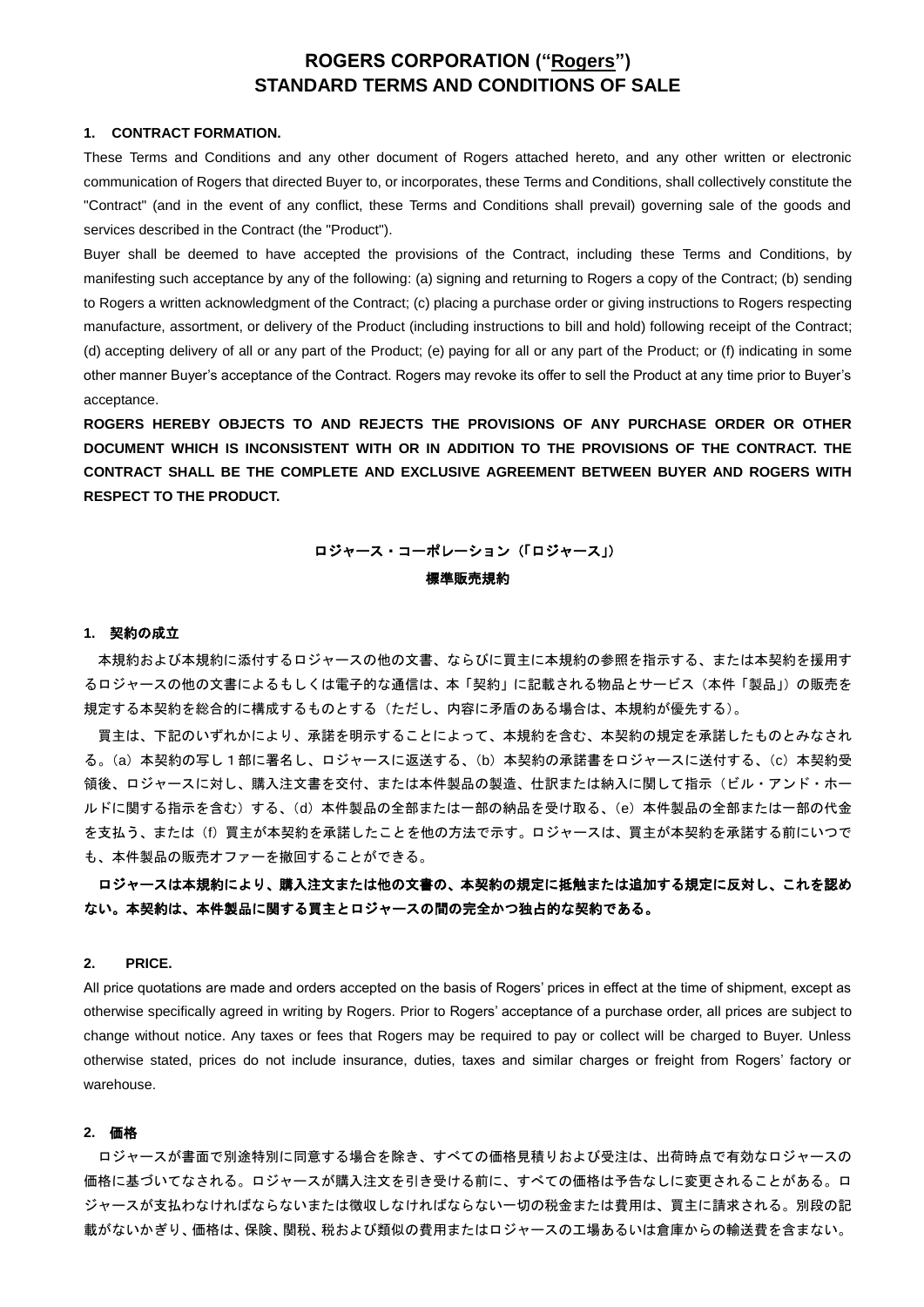# ROGERS CORPORATION ("Rogers")
# STANDARD TERMS AND CONDITIONS OF SALE

### 1. CONTRACT FORMATION.

These Terms and Conditions and any other document of Rogers attached hereto, and any other written or electronic communication of Rogers that directed Buyer to, or incorporates, these Terms and Conditions, shall collectively constitute the "Contract" (and in the event of any conflict, these Terms and Conditions shall prevail) governing sale of the goods and services described in the Contract (the "Product").

Buyer shall be deemed to have accepted the provisions of the Contract, including these Terms and Conditions, by manifesting such acceptance by any of the following: (a) signing and returning to Rogers a copy of the Contract; (b) sending to Rogers a written acknowledgment of the Contract; (c) placing a purchase order or giving instructions to Rogers respecting manufacture, assortment, or delivery of the Product (including instructions to bill and hold) following receipt of the Contract; (d) accepting delivery of all or any part of the Product; (e) paying for all or any part of the Product; or (f) indicating in some other manner Buyer's acceptance of the Contract. Rogers may revoke its offer to sell the Product at any time prior to Buyer's acceptance.

**ROGERS HEREBY OBJECTS TO AND REJECTS THE PROVISIONS OF ANY PURCHASE ORDER OR OTHER DOCUMENT WHICH IS INCONSISTENT WITH OR IN ADDITION TO THE PROVISIONS OF THE CONTRACT. THE CONTRACT SHALL BE THE COMPLETE AND EXCLUSIVE AGREEMENT BETWEEN BUYER AND ROGERS WITH RESPECT TO THE PRODUCT.**

# ロジャース・コーポレーション（「ロジャース」）
# 標準販売規約

### 1. 契約の成立

本規約および本規約に添付するロジャースの他の文書、ならびに買主に本規約の参照を指示する、または本契約を援用するロジャースの他の文書によるもしくは電子的な通信は、本「契約」に記載される物品とサービス（本件「製品」）の販売を規定する本契約を総合的に構成するものとする（ただし、内容に矛盾のある場合は、本規約が優先する）。

買主は、下記のいずれかにより、承諾を明示することによって、本規約を含む、本契約の規定を承諾したものとみなされる。（a）本契約の写し１部に署名し、ロジャースに返送する、（b）本契約の承諾書をロジャースに送付する、（c）本契約受領後、ロジャースに対し、購入注文書を交付、または本件製品の製造、仕訳または納入に関して指示（ビル・アンド・ホールドに関する指示を含む）する、（d）本件製品の全部または一部の納品を受け取る、（e）本件製品の全部または一部の代金を支払う、または（f）買主が本契約を承諾したことを他の方法で示す。ロジャースは、買主が本契約を承諾する前にいつでも、本件製品の販売オファーを撤回することができる。

**ロジャースは本規約により、購入注文または他の文書の、本契約の規定に抵触または追加する規定に反対し、これを認めない。本契約は、本件製品に関する買主とロジャースの間の完全かつ独占的な契約である。**

### 2. PRICE.

All price quotations are made and orders accepted on the basis of Rogers' prices in effect at the time of shipment, except as otherwise specifically agreed in writing by Rogers. Prior to Rogers' acceptance of a purchase order, all prices are subject to change without notice. Any taxes or fees that Rogers may be required to pay or collect will be charged to Buyer. Unless otherwise stated, prices do not include insurance, duties, taxes and similar charges or freight from Rogers' factory or warehouse.

### 2. 価格

ロジャースが書面で別途特別に同意する場合を除き、すべての価格見積りおよび受注は、出荷時点で有効なロジャースの価格に基づいてなされる。ロジャースが購入注文を引き受ける前に、すべての価格は予告なしに変更されることがある。ロジャースが支払わなければならないまたは徴収しなければならない一切の税金または費用は、買主に請求される。別段の記載がないかぎり、価格は、保険、関税、税および類似の費用またはロジャースの工場あるいは倉庫からの輸送費を含まない。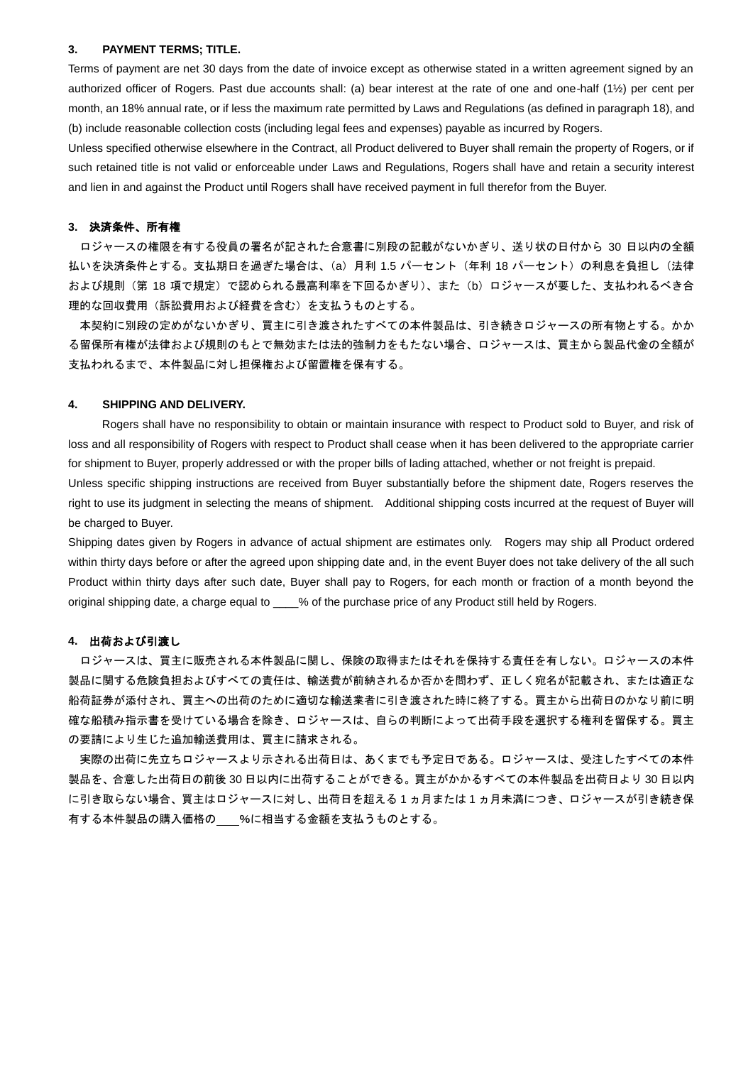### 3. PAYMENT TERMS; TITLE.

Terms of payment are net 30 days from the date of invoice except as otherwise stated in a written agreement signed by an authorized officer of Rogers. Past due accounts shall: (a) bear interest at the rate of one and one-half (1½) per cent per month, an 18% annual rate, or if less the maximum rate permitted by Laws and Regulations (as defined in paragraph 18), and (b) include reasonable collection costs (including legal fees and expenses) payable as incurred by Rogers.

Unless specified otherwise elsewhere in the Contract, all Product delivered to Buyer shall remain the property of Rogers, or if such retained title is not valid or enforceable under Laws and Regulations, Rogers shall have and retain a security interest and lien in and against the Product until Rogers shall have received payment in full therefor from the Buyer.

### 3. 決済条件、所有権

ロジャースの権限を有する役員の署名が記された合意書に別段の記載がないかぎり、送り状の日付から 30 日以内の全額払いを決済条件とする。支払期日を過ぎた場合は、（a）月利 1.5 パーセント（年利 18 パーセント）の利息を負担し（法律および規則（第 18 項で規定）で認められる最高利率を下回るかぎり）、また（b）ロジャースが要した、支払われるべき合理的な回収費用（訴訟費用および経費を含む）を支払うものとする。

本契約に別段の定めがないかぎり、買主に引き渡されたすべての本件製品は、引き続きロジャースの所有物とする。かかる留保所有権が法律および規則のもとで無効または法的強制力をもたない場合、ロジャースは、買主から製品代金の全額が支払われるまで、本件製品に対し担保権および留置権を保有する。

### 4. SHIPPING AND DELIVERY.

Rogers shall have no responsibility to obtain or maintain insurance with respect to Product sold to Buyer, and risk of loss and all responsibility of Rogers with respect to Product shall cease when it has been delivered to the appropriate carrier for shipment to Buyer, properly addressed or with the proper bills of lading attached, whether or not freight is prepaid.

Unless specific shipping instructions are received from Buyer substantially before the shipment date, Rogers reserves the right to use its judgment in selecting the means of shipment. Additional shipping costs incurred at the request of Buyer will be charged to Buyer.

Shipping dates given by Rogers in advance of actual shipment are estimates only. Rogers may ship all Product ordered within thirty days before or after the agreed upon shipping date and, in the event Buyer does not take delivery of the all such Product within thirty days after such date, Buyer shall pay to Rogers, for each month or fraction of a month beyond the original shipping date, a charge equal to ____% of the purchase price of any Product still held by Rogers.

### 4. 出荷および引渡し

ロジャースは、買主に販売される本件製品に関し、保険の取得またはそれを保持する責任を有しない。ロジャースの本件製品に関する危険負担およびすべての責任は、輸送費が前納されるか否かを問わず、正しく宛名が記載され、または適正な船荷証券が添付され、買主への出荷のために適切な輸送業者に引き渡された時に終了する。買主から出荷日のかなり前に明確な船積み指示書を受けている場合を除き、ロジャースは、自らの判断によって出荷手段を選択する権利を留保する。買主の要請により生じた追加輸送費用は、買主に請求される。

実際の出荷に先立ちロジャースより示される出荷日は、あくまでも予定日である。ロジャースは、受注したすべての本件製品を、合意した出荷日の前後 30 日以内に出荷することができる。買主がかかるすべての本件製品を出荷日より 30 日以内に引き取らない場合、買主はロジャースに対し、出荷日を超える 1 ヵ月または 1 ヵ月未満につき、ロジャースが引き続き保有する本件製品の購入価格の____%に相当する金額を支払うものとする。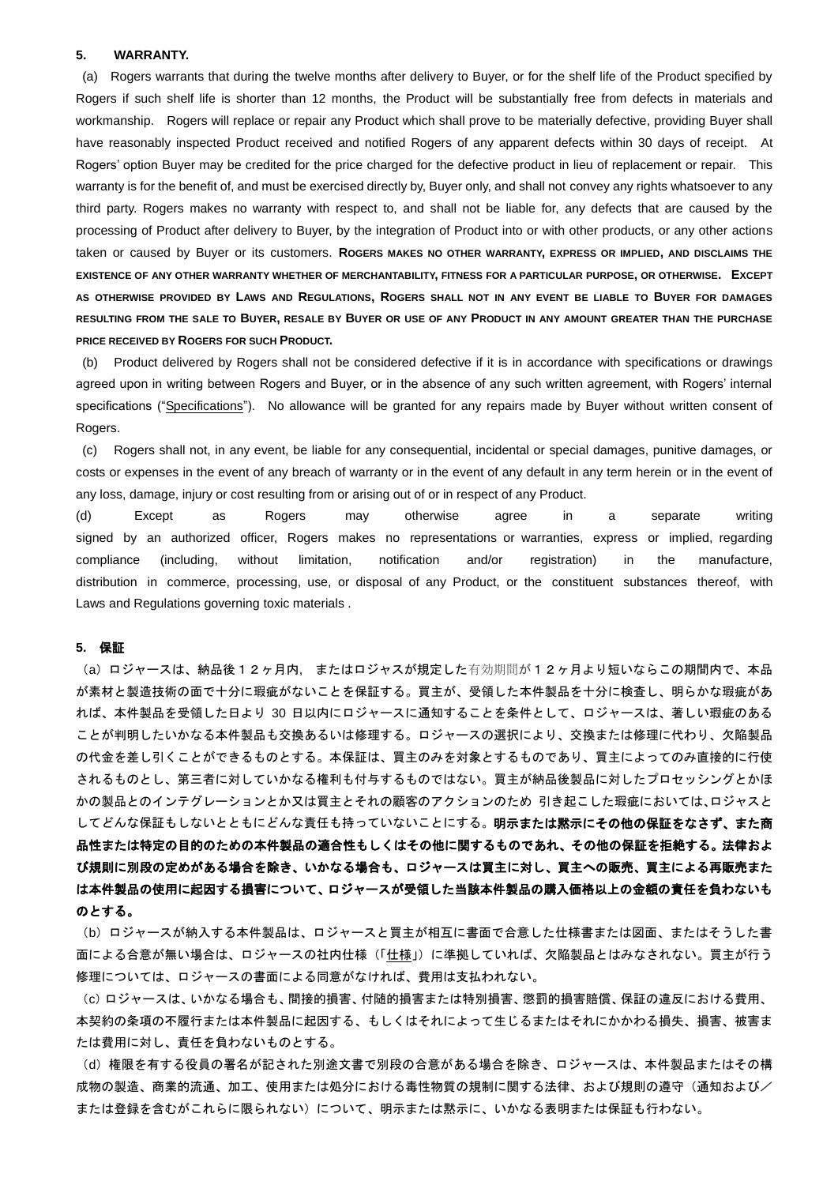**5. WARRANTY.**

(a) Rogers warrants that during the twelve months after delivery to Buyer, or for the shelf life of the Product specified by Rogers if such shelf life is shorter than 12 months, the Product will be substantially free from defects in materials and workmanship. Rogers will replace or repair any Product which shall prove to be materially defective, providing Buyer shall have reasonably inspected Product received and notified Rogers of any apparent defects within 30 days of receipt. At Rogers' option Buyer may be credited for the price charged for the defective product in lieu of replacement or repair. This warranty is for the benefit of, and must be exercised directly by, Buyer only, and shall not convey any rights whatsoever to any third party. Rogers makes no warranty with respect to, and shall not be liable for, any defects that are caused by the processing of Product after delivery to Buyer, by the integration of Product into or with other products, or any other actions taken or caused by Buyer or its customers. **ROGERS MAKES NO OTHER WARRANTY, EXPRESS OR IMPLIED, AND DISCLAIMS THE EXISTENCE OF ANY OTHER WARRANTY WHETHER OF MERCHANTABILITY, FITNESS FOR A PARTICULAR PURPOSE, OR OTHERWISE. EXCEPT AS OTHERWISE PROVIDED BY LAWS AND REGULATIONS, ROGERS SHALL NOT IN ANY EVENT BE LIABLE TO BUYER FOR DAMAGES RESULTING FROM THE SALE TO BUYER, RESALE BY BUYER OR USE OF ANY PRODUCT IN ANY AMOUNT GREATER THAN THE PURCHASE PRICE RECEIVED BY ROGERS FOR SUCH PRODUCT.**

(b) Product delivered by Rogers shall not be considered defective if it is in accordance with specifications or drawings agreed upon in writing between Rogers and Buyer, or in the absence of any such written agreement, with Rogers' internal specifications ("Specifications"). No allowance will be granted for any repairs made by Buyer without written consent of Rogers.

(c) Rogers shall not, in any event, be liable for any consequential, incidental or special damages, punitive damages, or costs or expenses in the event of any breach of warranty or in the event of any default in any term herein or in the event of any loss, damage, injury or cost resulting from or arising out of or in respect of any Product.

(d) Except as Rogers may otherwise agree in a separate writing signed by an authorized officer, Rogers makes no representations or warranties, express or implied, regarding compliance (including, without limitation, notification and/or registration) in the manufacture, distribution in commerce, processing, use, or disposal of any Product, or the constituent substances thereof, with Laws and Regulations governing toxic materials .

**5. 保証**

（a）ロジャースは、納品後１２ヶ月内，またはロジャスが規定した有効期間が１２ヶ月より短いならこの期間内で、本品が素材と製造技術の面で十分に瑕疵がないことを保証する。買主が、受領した本件製品を十分に検査し、明らかな瑕疵があれば、本件製品を受領した日より 30 日以内にロジャースに通知することを条件として、ロジャースは、著しい瑕疵のあることが判明したいかなる本件製品も交換あるいは修理する。ロジャースの選択により、交換または修理に代わり、欠陥製品の代金を差し引くことができるものとする。本保証は、買主のみを対象とするものであり、買主によってのみ直接的に行使されるものとし、第三者に対していかなる権利も付与するものではない。買主が納品後製品に対したプロセッシングとかほかの製品とのインテグレーションとか又は買主とそれの顧客のアクションのため 引き起こした瑕疵においては､ロジャスとしてどんな保証もしないとともにどんな責任も持っていないことにする。**明示または黙示にその他の保証をなさず、また商品性または特定の目的のための本件製品の適合性もしくはその他に関するものであれ、その他の保証を拒絶する。法律および規則に別段の定めがある場合を除き、いかなる場合も、ロジャースは買主に対し、買主への販売、買主による再販売または本件製品の使用に起因する損害について、ロジャースが受領した当該本件製品の購入価格以上の金額の責任を負わないものとする。**

（b）ロジャースが納入する本件製品は、ロジャースと買主が相互に書面で合意した仕様書または図面、またはそうした書面による合意が無い場合は、ロジャースの社内仕様（「仕様」）に準拠していれば、欠陥製品とはみなされない。買主が行う修理については、ロジャースの書面による同意がなければ、費用は支払われない。

（c）ロジャースは、いかなる場合も、間接的損害、付随的損害または特別損害、懲罰的損害賠償、保証の違反における費用、本契約の条項の不履行または本件製品に起因する、もしくはそれによって生じるまたはそれにかかわる損失、損害、被害または費用に対し、責任を負わないものとする。

（d）権限を有する役員の署名が記された別途文書で別段の合意がある場合を除き、ロジャースは、本件製品またはその構成物の製造、商業的流通、加工、使用または処分における毒性物質の規制に関する法律、および規則の遵守（通知および／または登録を含むがこれらに限られない）について、明示または黙示に、いかなる表明または保証も行わない。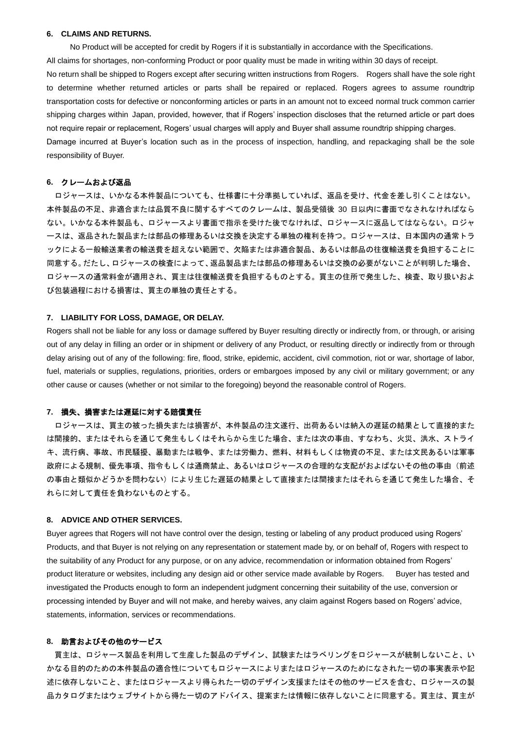### 6. CLAIMS AND RETURNS.

No Product will be accepted for credit by Rogers if it is substantially in accordance with the Specifications. All claims for shortages, non-conforming Product or poor quality must be made in writing within 30 days of receipt. No return shall be shipped to Rogers except after securing written instructions from Rogers. Rogers shall have the sole right to determine whether returned articles or parts shall be repaired or replaced. Rogers agrees to assume roundtrip transportation costs for defective or nonconforming articles or parts in an amount not to exceed normal truck common carrier shipping charges within Japan, provided, however, that if Rogers' inspection discloses that the returned article or part does not require repair or replacement, Rogers' usual charges will apply and Buyer shall assume roundtrip shipping charges. Damage incurred at Buyer's location such as in the process of inspection, handling, and repackaging shall be the sole responsibility of Buyer.

### 6. クレームおよび返品

ロジャースは、いかなる本件製品についても、仕様書に十分準拠していれば、返品を受け、代金を差し引くことはない。本件製品の不足、非適合または品質不良に関するすべてのクレームは、製品受領後 30 日以内に書面でなされなければならない。いかなる本件製品も、ロジャースより書面で指示を受けた後でなければ、ロジャースに返品してはならない。ロジャースは、返品された製品または部品の修理あるいは交換を決定する単独の権利を持つ。ロジャースは、日本国内の通常トラックによる一般輸送業者の輸送費を超えない範囲で、欠陥または非適合製品、あるいは部品の往復輸送費を負担することに同意する。だたし、ロジャースの検査によって、返品製品または部品の修理あるいは交換の必要がないことが判明した場合、ロジャースの通常料金が適用され、買主は往復輸送費を負担するものとする。買主の住所で発生した、検査、取り扱いおよび包装過程における損害は、買主の単独の責任とする。

### 7. LIABILITY FOR LOSS, DAMAGE, OR DELAY.

Rogers shall not be liable for any loss or damage suffered by Buyer resulting directly or indirectly from, or through, or arising out of any delay in filling an order or in shipment or delivery of any Product, or resulting directly or indirectly from or through delay arising out of any of the following: fire, flood, strike, epidemic, accident, civil commotion, riot or war, shortage of labor, fuel, materials or supplies, regulations, priorities, orders or embargoes imposed by any civil or military government; or any other cause or causes (whether or not similar to the foregoing) beyond the reasonable control of Rogers.

### 7. 損失、損害または遅延に対する賠償責任

ロジャースは、買主の被った損失または損害が、本件製品の注文遂行、出荷あるいは納入の遅延の結果として直接的または間接的、またはそれらを通じて発生しもしくはそれらから生じた場合、または次の事由、すなわち、火災、洪水、ストライキ、流行病、事故、市民騒擾、暴動または戦争、または労働力、燃料、材料もしくは物資の不足、または文民あるいは軍事政府による規制、優先事項、指令もしくは通商禁止、あるいはロジャースの合理的な支配がおよばないその他の事由（前述の事由と類似かどうかを問わない）により生じた遅延の結果として直接または間接またはそれらを通じて発生した場合、それらに対して責任を負わないものとする。

### 8. ADVICE AND OTHER SERVICES.

Buyer agrees that Rogers will not have control over the design, testing or labeling of any product produced using Rogers' Products, and that Buyer is not relying on any representation or statement made by, or on behalf of, Rogers with respect to the suitability of any Product for any purpose, or on any advice, recommendation or information obtained from Rogers' product literature or websites, including any design aid or other service made available by Rogers. Buyer has tested and investigated the Products enough to form an independent judgment concerning their suitability of the use, conversion or processing intended by Buyer and will not make, and hereby waives, any claim against Rogers based on Rogers' advice, statements, information, services or recommendations.

### 8. 助言およびその他のサービス

買主は、ロジャース製品を利用して生産した製品のデザイン、試験またはラベリングをロジャースが統制しないこと、いかなる目的のための本件製品の適合性についてもロジャースによりまたはロジャースのためになされた一切の事実表示や記述に依存しないこと、またはロジャースより得られた一切のデザイン支援またはその他のサービスを含む、ロジャースの製品カタログまたはウェブサイトから得た一切のアドバイス、提案または情報に依存しないことに同意する。買主は、買主が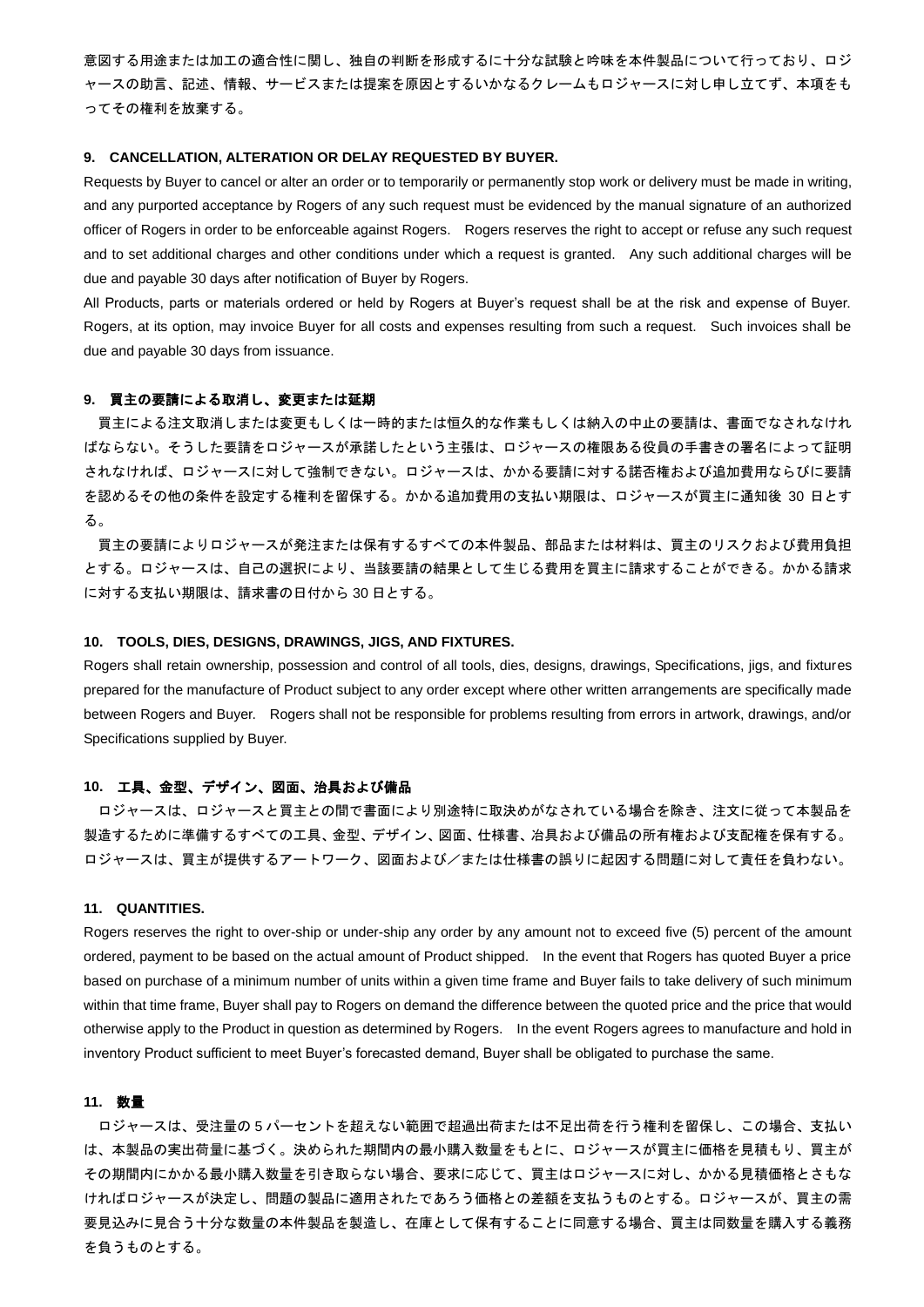意図する用途または加工の適合性に関し、独自の判断を形成するに十分な試験と吟味を本件製品について行っており、ロジャースの助言、記述、情報、サービスまたは提案を原因とするいかなるクレームもロジャースに対し申し立てず、本項をもってその権利を放棄する。

### 9. CANCELLATION, ALTERATION OR DELAY REQUESTED BY BUYER.

Requests by Buyer to cancel or alter an order or to temporarily or permanently stop work or delivery must be made in writing, and any purported acceptance by Rogers of any such request must be evidenced by the manual signature of an authorized officer of Rogers in order to be enforceable against Rogers. Rogers reserves the right to accept or refuse any such request and to set additional charges and other conditions under which a request is granted. Any such additional charges will be due and payable 30 days after notification of Buyer by Rogers.

All Products, parts or materials ordered or held by Rogers at Buyer's request shall be at the risk and expense of Buyer. Rogers, at its option, may invoice Buyer for all costs and expenses resulting from such a request. Such invoices shall be due and payable 30 days from issuance.

### 9. 買主の要請による取消し、変更または延期

買主による注文取消しまたは変更もしくは一時的または恒久的な作業もしくは納入の中止の要請は、書面でなされなければならない。そうした要請をロジャースが承諾したという主張は、ロジャースの権限ある役員の手書きの署名によって証明されなければ、ロジャースに対して強制できない。ロジャースは、かかる要請に対する諾否権および追加費用ならびに要請を認めるその他の条件を設定する権利を留保する。かかる追加費用の支払い期限は、ロジャースが買主に通知後 30 日とする。

買主の要請によりロジャースが発注または保有するすべての本件製品、部品または材料は、買主のリスクおよび費用負担とする。ロジャースは、自己の選択により、当該要請の結果として生じる費用を買主に請求することができる。かかる請求に対する支払い期限は、請求書の日付から 30 日とする。

### 10. TOOLS, DIES, DESIGNS, DRAWINGS, JIGS, AND FIXTURES.

Rogers shall retain ownership, possession and control of all tools, dies, designs, drawings, Specifications, jigs, and fixtures prepared for the manufacture of Product subject to any order except where other written arrangements are specifically made between Rogers and Buyer. Rogers shall not be responsible for problems resulting from errors in artwork, drawings, and/or Specifications supplied by Buyer.

### 10. 工具、金型、デザイン、図面、治具および備品

ロジャースは、ロジャースと買主との間で書面により別途特に取決めがなされている場合を除き、注文に従って本製品を製造するために準備するすべての工具、金型、デザイン、図面、仕様書、冶具および備品の所有権および支配権を保有する。ロジャースは、買主が提供するアートワーク、図面および／または仕様書の誤りに起因する問題に対して責任を負わない。

### 11. QUANTITIES.

Rogers reserves the right to over-ship or under-ship any order by any amount not to exceed five (5) percent of the amount ordered, payment to be based on the actual amount of Product shipped. In the event that Rogers has quoted Buyer a price based on purchase of a minimum number of units within a given time frame and Buyer fails to take delivery of such minimum within that time frame, Buyer shall pay to Rogers on demand the difference between the quoted price and the price that would otherwise apply to the Product in question as determined by Rogers. In the event Rogers agrees to manufacture and hold in inventory Product sufficient to meet Buyer's forecasted demand, Buyer shall be obligated to purchase the same.

### 11. 数量

ロジャースは、受注量の 5 パーセントを超えない範囲で超過出荷または不足出荷を行う権利を留保し、この場合、支払いは、本製品の実出荷量に基づく。決められた期間内の最小購入数量をもとに、ロジャースが買主に価格を見積もり、買主がその期間内にかかる最小購入数量を引き取らない場合、要求に応じて、買主はロジャースに対し、かかる見積価格とさもなければロジャースが決定し、問題の製品に適用されたであろう価格との差額を支払うものとする。ロジャースが、買主の需要見込みに見合う十分な数量の本件製品を製造し、在庫として保有することに同意する場合、買主は同数量を購入する義務を負うものとする。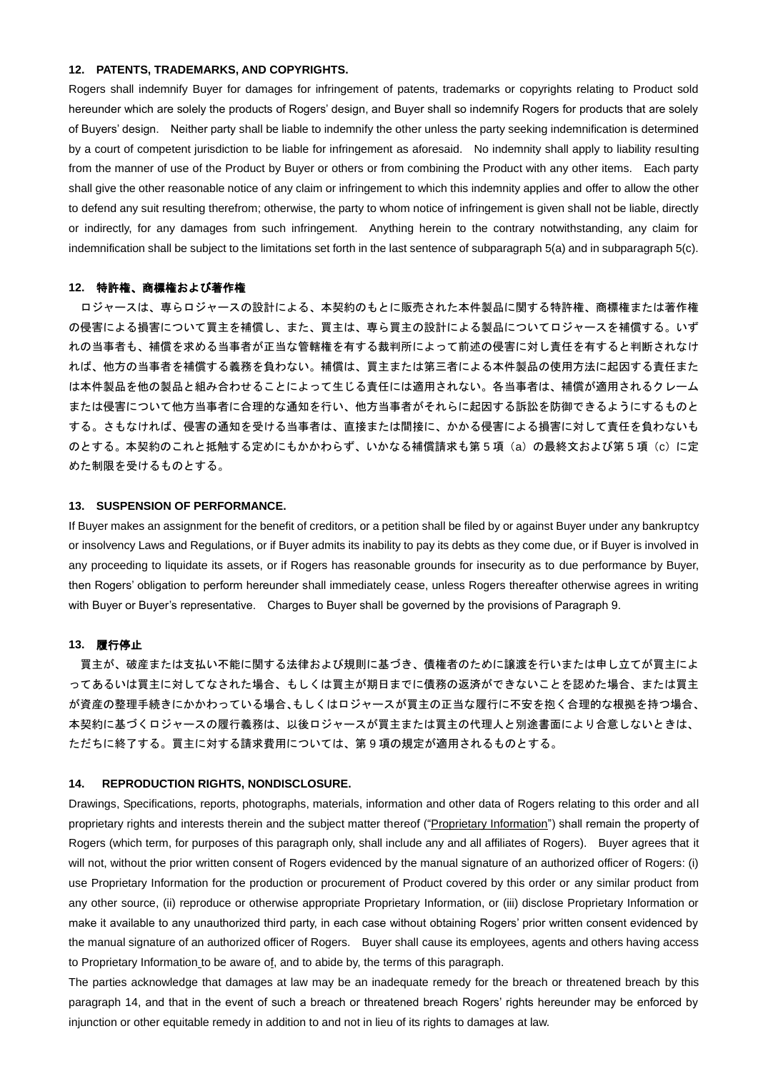### 12. PATENTS, TRADEMARKS, AND COPYRIGHTS.

Rogers shall indemnify Buyer for damages for infringement of patents, trademarks or copyrights relating to Product sold hereunder which are solely the products of Rogers' design, and Buyer shall so indemnify Rogers for products that are solely of Buyers' design. Neither party shall be liable to indemnify the other unless the party seeking indemnification is determined by a court of competent jurisdiction to be liable for infringement as aforesaid. No indemnity shall apply to liability resulting from the manner of use of the Product by Buyer or others or from combining the Product with any other items. Each party shall give the other reasonable notice of any claim or infringement to which this indemnity applies and offer to allow the other to defend any suit resulting therefrom; otherwise, the party to whom notice of infringement is given shall not be liable, directly or indirectly, for any damages from such infringement. Anything herein to the contrary notwithstanding, any claim for indemnification shall be subject to the limitations set forth in the last sentence of subparagraph 5(a) and in subparagraph 5(c).

### 12. 特許権、商標権および著作権

ロジャースは、専らロジャースの設計による、本契約のもとに販売された本件製品に関する特許権、商標権または著作権の侵害による損害について買主を補償し、また、買主は、専ら買主の設計による製品についてロジャースを補償する。いずれの当事者も、補償を求める当事者が正当な管轄権を有する裁判所によって前述の侵害に対し責任を有すると判断されなければ、他方の当事者を補償する義務を負わない。補償は、買主または第三者による本件製品の使用方法に起因する責任または本件製品を他の製品と組み合わせることによって生じる責任には適用されない。各当事者は、補償が適用されるクレームまたは侵害について他方当事者に合理的な通知を行い、他方当事者がそれらに起因する訴訟を防御できるようにするものとする。さもなければ、侵害の通知を受ける当事者は、直接または間接に、かかる侵害による損害に対して責任を負わないものとする。本契約のこれと抵触する定めにもかかわらず、いかなる補償請求も第５項（a）の最終文および第５項（c）に定めた制限を受けるものとする。

### 13. SUSPENSION OF PERFORMANCE.

If Buyer makes an assignment for the benefit of creditors, or a petition shall be filed by or against Buyer under any bankruptcy or insolvency Laws and Regulations, or if Buyer admits its inability to pay its debts as they come due, or if Buyer is involved in any proceeding to liquidate its assets, or if Rogers has reasonable grounds for insecurity as to due performance by Buyer, then Rogers' obligation to perform hereunder shall immediately cease, unless Rogers thereafter otherwise agrees in writing with Buyer or Buyer's representative. Charges to Buyer shall be governed by the provisions of Paragraph 9.

### 13. 履行停止

買主が、破産または支払い不能に関する法律および規則に基づき、債権者のために譲渡を行いまたは申し立てが買主によってあるいは買主に対してなされた場合、もしくは買主が期日までに債務の返済ができないことを認めた場合、または買主が資産の整理手続きにかかわっている場合、もしくはロジャースが買主の正当な履行に不安を抱く合理的な根拠を持つ場合、本契約に基づくロジャースの履行義務は、以後ロジャースが買主または買主の代理人と別途書面により合意しないときは、ただちに終了する。買主に対する請求費用については、第９項の規定が適用されるものとする。

### 14. REPRODUCTION RIGHTS, NONDISCLOSURE.

Drawings, Specifications, reports, photographs, materials, information and other data of Rogers relating to this order and all proprietary rights and interests therein and the subject matter thereof ("Proprietary Information") shall remain the property of Rogers (which term, for purposes of this paragraph only, shall include any and all affiliates of Rogers). Buyer agrees that it will not, without the prior written consent of Rogers evidenced by the manual signature of an authorized officer of Rogers: (i) use Proprietary Information for the production or procurement of Product covered by this order or any similar product from any other source, (ii) reproduce or otherwise appropriate Proprietary Information, or (iii) disclose Proprietary Information or make it available to any unauthorized third party, in each case without obtaining Rogers' prior written consent evidenced by the manual signature of an authorized officer of Rogers. Buyer shall cause its employees, agents and others having access to Proprietary Information to be aware of, and to abide by, the terms of this paragraph.

The parties acknowledge that damages at law may be an inadequate remedy for the breach or threatened breach by this paragraph 14, and that in the event of such a breach or threatened breach Rogers' rights hereunder may be enforced by injunction or other equitable remedy in addition to and not in lieu of its rights to damages at law.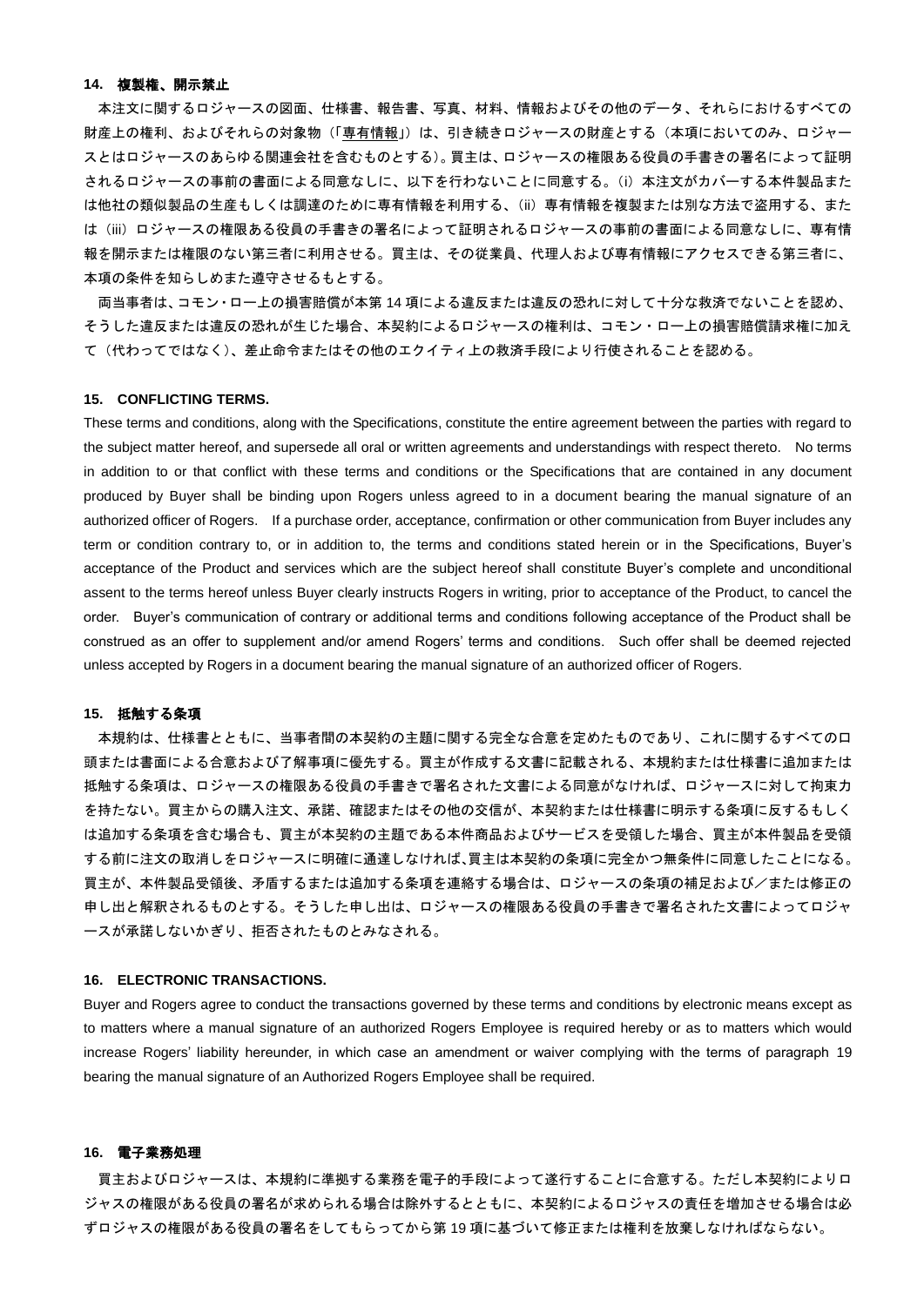**14. 複製権、開示禁止**

本注文に関するロジャースの図面、仕様書、報告書、写真、材料、情報およびその他のデータ、それらにおけるすべての財産上の権利、およびそれらの対象物（「専有情報」）は、引き続きロジャースの財産とする（本項においてのみ、ロジャースとはロジャースのあらゆる関連会社を含むものとする）。買主は、ロジャースの権限ある役員の手書きの署名によって証明されるロジャースの事前の書面による同意なしに、以下を行わないことに同意する。(i) 本注文がカバーする本件製品または他社の類似製品の生産もしくは調達のために専有情報を利用する、(ii) 専有情報を複製または別な方法で盗用する、または (iii) ロジャースの権限ある役員の手書きの署名によって証明されるロジャースの事前の書面による同意なしに、専有情報を開示または権限のない第三者に利用させる。買主は、その従業員、代理人および専有情報にアクセスできる第三者に、本項の条件を知らしめまた遵守させるもとする。

両当事者は、コモン・ロー上の損害賠償が本第 14 項による違反または違反の恐れに対して十分な救済でないことを認め、そうした違反または違反の恐れが生じた場合、本契約によるロジャースの権利は、コモン・ロー上の損害賠償請求権に加えて（代わってではなく）、差止命令またはその他のエクイティ上の救済手段により行使されることを認める。

**15. CONFLICTING TERMS.**

These terms and conditions, along with the Specifications, constitute the entire agreement between the parties with regard to the subject matter hereof, and supersede all oral or written agreements and understandings with respect thereto. No terms in addition to or that conflict with these terms and conditions or the Specifications that are contained in any document produced by Buyer shall be binding upon Rogers unless agreed to in a document bearing the manual signature of an authorized officer of Rogers. If a purchase order, acceptance, confirmation or other communication from Buyer includes any term or condition contrary to, or in addition to, the terms and conditions stated herein or in the Specifications, Buyer's acceptance of the Product and services which are the subject hereof shall constitute Buyer's complete and unconditional assent to the terms hereof unless Buyer clearly instructs Rogers in writing, prior to acceptance of the Product, to cancel the order. Buyer's communication of contrary or additional terms and conditions following acceptance of the Product shall be construed as an offer to supplement and/or amend Rogers' terms and conditions. Such offer shall be deemed rejected unless accepted by Rogers in a document bearing the manual signature of an authorized officer of Rogers.

**15. 抵触する条項**

本規約は、仕様書とともに、当事者間の本契約の主題に関する完全な合意を定めたものであり、これに関するすべての口頭または書面による合意および了解事項に優先する。買主が作成する文書に記載される、本規約または仕様書に追加または抵触する条項は、ロジャースの権限ある役員の手書きで署名された文書による同意がなければ、ロジャースに対して拘束力を持たない。買主からの購入注文、承諾、確認またはその他の交信が、本契約または仕様書に明示する条項に反するもしくは追加する条項を含む場合も、買主が本契約の主題である本件商品およびサービスを受領した場合、買主が本件製品を受領する前に注文の取消しをロジャースに明確に通達しなければ､買主は本契約の条項に完全かつ無条件に同意したことになる。買主が、本件製品受領後、矛盾するまたは追加する条項を連絡する場合は、ロジャースの条項の補足および／または修正の申し出と解釈されるものとする。そうした申し出は、ロジャースの権限ある役員の手書きで署名された文書によってロジャースが承諾しないかぎり、拒否されたものとみなされる。

**16. ELECTRONIC TRANSACTIONS.**

Buyer and Rogers agree to conduct the transactions governed by these terms and conditions by electronic means except as to matters where a manual signature of an authorized Rogers Employee is required hereby or as to matters which would increase Rogers' liability hereunder, in which case an amendment or waiver complying with the terms of paragraph 19 bearing the manual signature of an Authorized Rogers Employee shall be required.

**16. 電子業務処理**

買主およびロジャースは、本規約に準拠する業務を電子的手段によって遂行することに合意する。ただし本契約によりロジャスの権限がある役員の署名が求められる場合は除外するとともに、本契約によるロジャスの責任を増加させる場合は必ずロジャスの権限がある役員の署名をしてもらってから第 19 項に基づいて修正または権利を放棄しなければならない。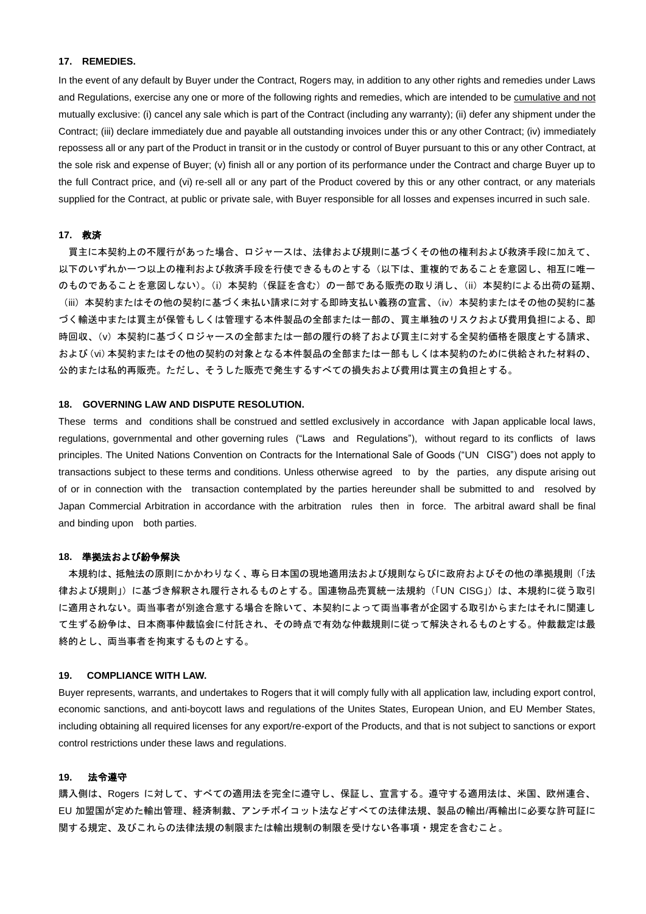### 17. REMEDIES.

In the event of any default by Buyer under the Contract, Rogers may, in addition to any other rights and remedies under Laws and Regulations, exercise any one or more of the following rights and remedies, which are intended to be cumulative and not mutually exclusive: (i) cancel any sale which is part of the Contract (including any warranty); (ii) defer any shipment under the Contract; (iii) declare immediately due and payable all outstanding invoices under this or any other Contract; (iv) immediately repossess all or any part of the Product in transit or in the custody or control of Buyer pursuant to this or any other Contract, at the sole risk and expense of Buyer; (v) finish all or any portion of its performance under the Contract and charge Buyer up to the full Contract price, and (vi) re-sell all or any part of the Product covered by this or any other contract, or any materials supplied for the Contract, at public or private sale, with Buyer responsible for all losses and expenses incurred in such sale.

### 17. 救済

買主に本契約上の不履行があった場合、ロジャースは、法律および規則に基づくその他の権利および救済手段に加えて、以下のいずれか一つ以上の権利および救済手段を行使できるものとする（以下は、重複的であることを意図し、相互に唯一のものであることを意図しない）。(i) 本契約（保証を含む）の一部である販売の取り消し、(ii) 本契約による出荷の延期、(iii) 本契約またはその他の契約に基づく未払い請求に対する即時支払い義務の宣言、(iv) 本契約またはその他の契約に基づく輸送中または買主が保管もしくは管理する本件製品の全部または一部の、買主単独のリスクおよび費用負担による、即時回収、(v) 本契約に基づくロジャースの全部または一部の履行の終了および買主に対する全契約価格を限度とする請求、および (vi) 本契約またはその他の契約の対象となる本件製品の全部または一部もしくは本契約のために供給された材料の、公的または私的再販売。ただし、そうした販売で発生するすべての損失および費用は買主の負担とする。

### 18. GOVERNING LAW AND DISPUTE RESOLUTION.

These terms and conditions shall be construed and settled exclusively in accordance with Japan applicable local laws, regulations, governmental and other governing rules ("Laws and Regulations"), without regard to its conflicts of laws principles. The United Nations Convention on Contracts for the International Sale of Goods ("UN CISG") does not apply to transactions subject to these terms and conditions. Unless otherwise agreed to by the parties, any dispute arising out of or in connection with the transaction contemplated by the parties hereunder shall be submitted to and resolved by Japan Commercial Arbitration in accordance with the arbitration rules then in force. The arbitral award shall be final and binding upon both parties.

### 18. 準拠法および紛争解決

本規約は、抵触法の原則にかかわりなく、専ら日本国の現地適用法および規則ならびに政府およびその他の準拠規則（「法律および規則」）に基づき解釈され履行されるものとする。国連物品売買統一法規約（「UN CISG」）は、本規約に従う取引に適用されない。両当事者が別途合意する場合を除いて、本契約によって両当事者が企図する取引からまたはそれに関連して生ずる紛争は、日本商事仲裁協会に付託され、その時点で有効な仲裁規則に従って解決されるものとする。仲裁裁定は最終的とし、両当事者を拘束するものとする。

### 19. COMPLIANCE WITH LAW.

Buyer represents, warrants, and undertakes to Rogers that it will comply fully with all application law, including export control, economic sanctions, and anti-boycott laws and regulations of the Unites States, European Union, and EU Member States, including obtaining all required licenses for any export/re-export of the Products, and that is not subject to sanctions or export control restrictions under these laws and regulations.

### 19. 法令遵守

購入側は、Rogers に対して、すべての適用法を完全に遵守し、保証し、宣言する。遵守する適用法は、米国、欧州連合、EU 加盟国が定めた輸出管理、経済制裁、アンチボイコット法などすべての法律法規、製品の輸出/再輸出に必要な許可証に関する規定、及びこれらの法律法規の制限または輸出規制の制限を受けない各事項・規定を含むこと。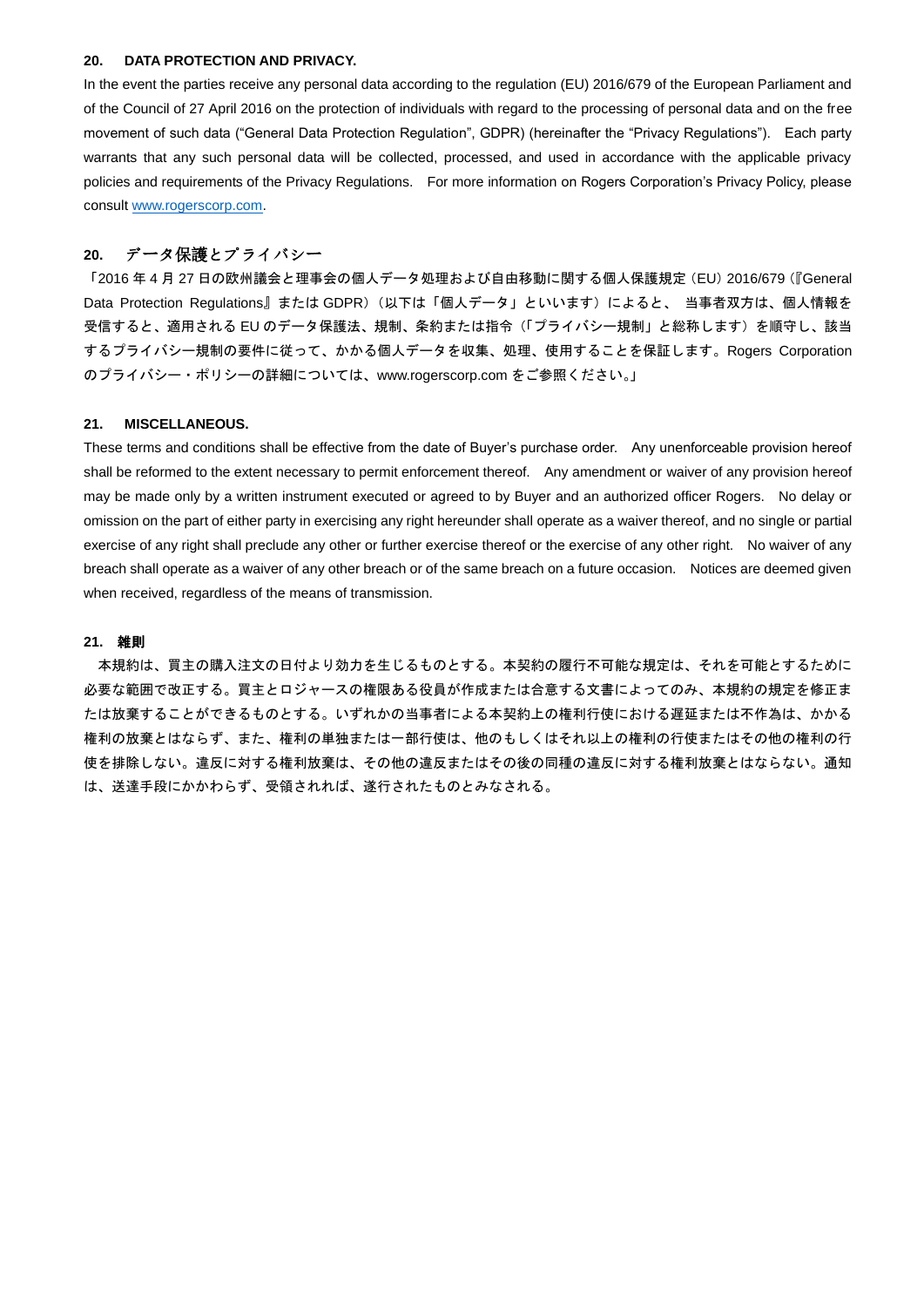**20. DATA PROTECTION AND PRIVACY.**

In the event the parties receive any personal data according to the regulation (EU) 2016/679 of the European Parliament and of the Council of 27 April 2016 on the protection of individuals with regard to the processing of personal data and on the free movement of such data ("General Data Protection Regulation", GDPR) (hereinafter the "Privacy Regulations"). Each party warrants that any such personal data will be collected, processed, and used in accordance with the applicable privacy policies and requirements of the Privacy Regulations. For more information on Rogers Corporation's Privacy Policy, please consult www.rogerscorp.com.

**20. データ保護とプライバシー**

「2016 年 4 月 27 日の欧州議会と理事会の個人データ処理および自由移動に関する個人保護規定 (EU) 2016/679 (『General Data Protection Regulations』または GDPR)（以下は「個人データ」といいます）によると、 当事者双方は、個人情報を受信すると、適用される EU のデータ保護法、規制、条約または指令（「プライバシー規制」と総称します）を順守し、該当するプライバシー規制の要件に従って、かかる個人データを収集、処理、使用することを保証します。Rogers Corporation のプライバシー・ポリシーの詳細については、www.rogerscorp.com をご参照ください。」

**21. MISCELLANEOUS.**

These terms and conditions shall be effective from the date of Buyer's purchase order. Any unenforceable provision hereof shall be reformed to the extent necessary to permit enforcement thereof. Any amendment or waiver of any provision hereof may be made only by a written instrument executed or agreed to by Buyer and an authorized officer Rogers. No delay or omission on the part of either party in exercising any right hereunder shall operate as a waiver thereof, and no single or partial exercise of any right shall preclude any other or further exercise thereof or the exercise of any other right. No waiver of any breach shall operate as a waiver of any other breach or of the same breach on a future occasion. Notices are deemed given when received, regardless of the means of transmission.

**21. 雑則**

本規約は、買主の購入注文の日付より効力を生じるものとする。本契約の履行不可能な規定は、それを可能とするために必要な範囲で改正する。買主とロジャースの権限ある役員が作成または合意する文書によってのみ、本規約の規定を修正または放棄することができるものとする。いずれかの当事者による本契約上の権利行使における遅延または不作為は、かかる権利の放棄とはならず、また、権利の単独または一部行使は、他のもしくはそれ以上の権利の行使またはその他の権利の行使を排除しない。違反に対する権利放棄は、その他の違反またはその後の同種の違反に対する権利放棄とはならない。通知は、送達手段にかかわらず、受領されれば、遂行されたものとみなされる。